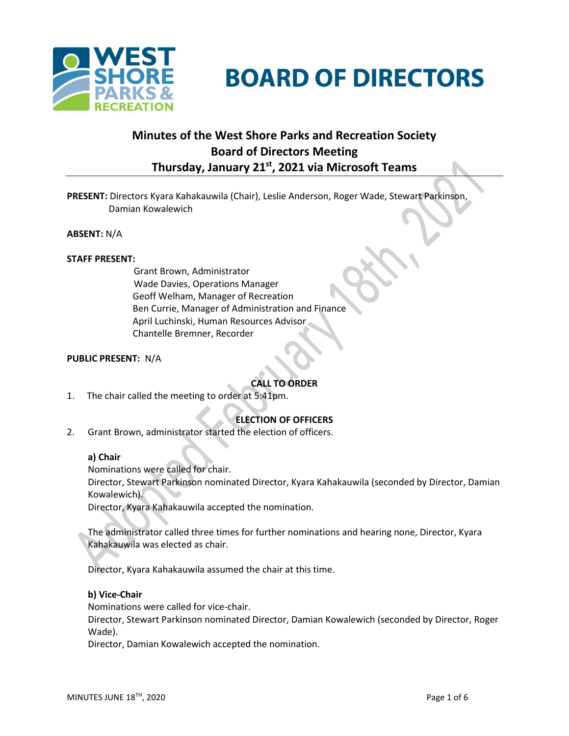# BOARD OF DIRECTORS

## Minutes of the West Shore Parks and Recreation Society Board of Directors Meeting Thursday, January 21st, 2021 via Microsoft Teams

**PRESENT:** Directors Kyara Kahakauwila (Chair), Leslie Anderson, Roger Wade, Stewart Parkinson, Damian Kowalewich

**ABSENT:** N/A

**STAFF PRESENT:**

Grant Brown, Administrator
Wade Davies, Operations Manager
Geoff Welham, Manager of Recreation
Ben Currie, Manager of Administration and Finance
April Luchinski, Human Resources Advisor
Chantelle Bremner, Recorder

**PUBLIC PRESENT:** N/A

**CALL TO ORDER**

1. The chair called the meeting to order at 5:41pm.

**ELECTION OF OFFICERS**

2. Grant Brown, administrator started the election of officers.

**a) Chair**

Nominations were called for chair.
Director, Stewart Parkinson nominated Director, Kyara Kahakauwila (seconded by Director, Damian Kowalewich).
Director, Kyara Kahakauwila accepted the nomination.

The administrator called three times for further nominations and hearing none, Director, Kyara Kahakauwila was elected as chair.

Director, Kyara Kahakauwila assumed the chair at this time.

**b) Vice-Chair**

Nominations were called for vice-chair.
Director, Stewart Parkinson nominated Director, Damian Kowalewich (seconded by Director, Roger Wade).
Director, Damian Kowalewich accepted the nomination.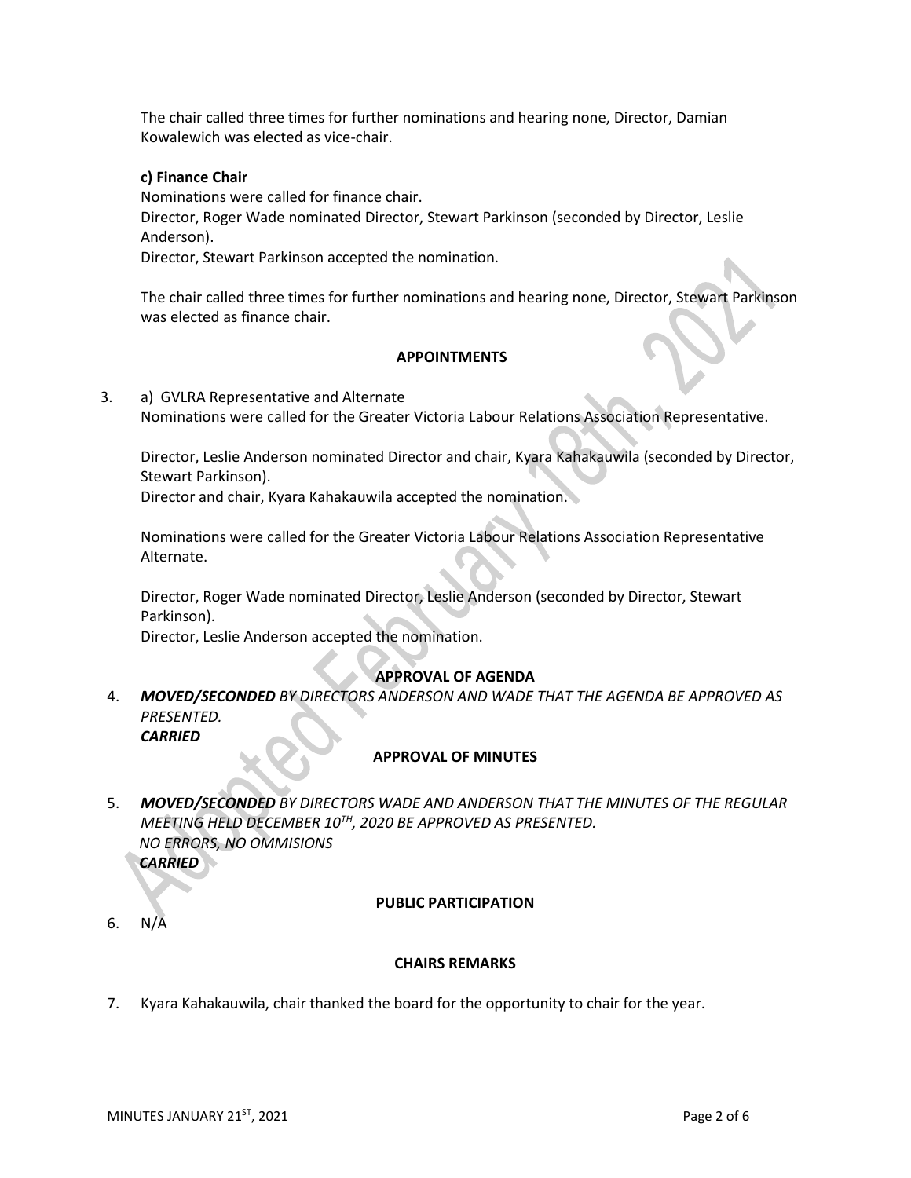The chair called three times for further nominations and hearing none, Director, Damian Kowalewich was elected as vice-chair.

**c) Finance Chair**

Nominations were called for finance chair.
Director, Roger Wade nominated Director, Stewart Parkinson (seconded by Director, Leslie Anderson).
Director, Stewart Parkinson accepted the nomination.

The chair called three times for further nominations and hearing none, Director, Stewart Parkinson was elected as finance chair.

## APPOINTMENTS

3. a) GVLRA Representative and Alternate
Nominations were called for the Greater Victoria Labour Relations Association Representative.

Director, Leslie Anderson nominated Director and chair, Kyara Kahakauwila (seconded by Director, Stewart Parkinson).
Director and chair, Kyara Kahakauwila accepted the nomination.

Nominations were called for the Greater Victoria Labour Relations Association Representative Alternate.

Director, Roger Wade nominated Director, Leslie Anderson (seconded by Director, Stewart Parkinson).
Director, Leslie Anderson accepted the nomination.

## APPROVAL OF AGENDA

4. ***MOVED/SECONDED*** *BY DIRECTORS ANDERSON AND WADE THAT THE AGENDA BE APPROVED AS PRESENTED.*
***CARRIED***

## APPROVAL OF MINUTES

5. ***MOVED/SECONDED*** *BY DIRECTORS WADE AND ANDERSON THAT THE MINUTES OF THE REGULAR MEETING HELD DECEMBER 10TH, 2020 BE APPROVED AS PRESENTED.*
*NO ERRORS, NO OMMISIONS*
***CARRIED***

## PUBLIC PARTICIPATION

6. N/A

## CHAIRS REMARKS

7. Kyara Kahakauwila, chair thanked the board for the opportunity to chair for the year.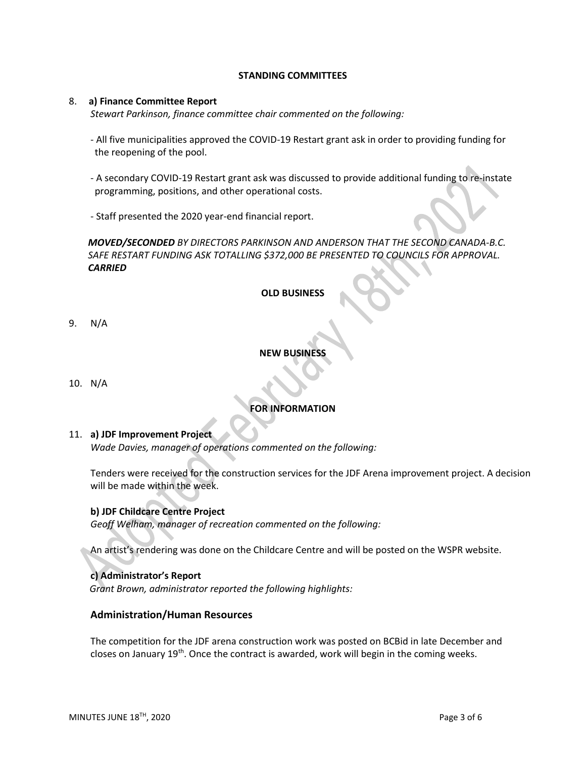## STANDING COMMITTEES

8. **a) Finance Committee Report**

*Stewart Parkinson, finance committee chair commented on the following:*

- All five municipalities approved the COVID-19 Restart grant ask in order to providing funding for the reopening of the pool.

- A secondary COVID-19 Restart grant ask was discussed to provide additional funding to re-instate programming, positions, and other operational costs.

- Staff presented the 2020 year-end financial report.

***MOVED/SECONDED*** *BY DIRECTORS PARKINSON AND ANDERSON THAT THE SECOND CANADA-B.C. SAFE RESTART FUNDING ASK TOTALLING $372,000 BE PRESENTED TO COUNCILS FOR APPROVAL.*
***CARRIED***

## OLD BUSINESS

9. N/A

## NEW BUSINESS

10. N/A

## FOR INFORMATION

11. **a) JDF Improvement Project**

*Wade Davies, manager of operations commented on the following:*

Tenders were received for the construction services for the JDF Arena improvement project. A decision will be made within the week.

**b) JDF Childcare Centre Project**

*Geoff Welham, manager of recreation commented on the following:*

An artist's rendering was done on the Childcare Centre and will be posted on the WSPR website.

**c) Administrator's Report**

*Grant Brown, administrator reported the following highlights:*

### Administration/Human Resources

The competition for the JDF arena construction work was posted on BCBid in late December and closes on January 19th. Once the contract is awarded, work will begin in the coming weeks.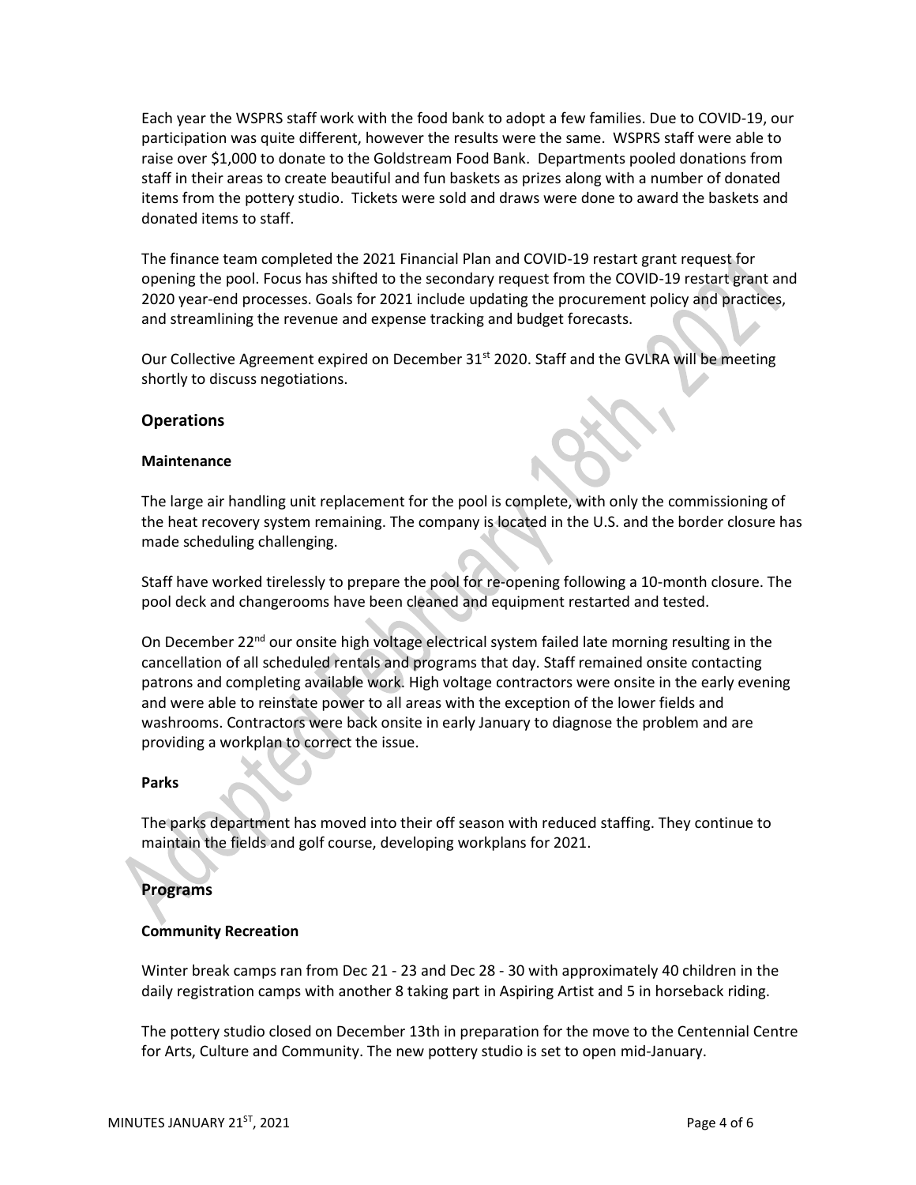Each year the WSPRS staff work with the food bank to adopt a few families. Due to COVID-19, our participation was quite different, however the results were the same. WSPRS staff were able to raise over $1,000 to donate to the Goldstream Food Bank. Departments pooled donations from staff in their areas to create beautiful and fun baskets as prizes along with a number of donated items from the pottery studio. Tickets were sold and draws were done to award the baskets and donated items to staff.

The finance team completed the 2021 Financial Plan and COVID-19 restart grant request for opening the pool. Focus has shifted to the secondary request from the COVID-19 restart grant and 2020 year-end processes. Goals for 2021 include updating the procurement policy and practices, and streamlining the revenue and expense tracking and budget forecasts.

Our Collective Agreement expired on December 31st 2020. Staff and the GVLRA will be meeting shortly to discuss negotiations.

## Operations

### Maintenance

The large air handling unit replacement for the pool is complete, with only the commissioning of the heat recovery system remaining. The company is located in the U.S. and the border closure has made scheduling challenging.

Staff have worked tirelessly to prepare the pool for re-opening following a 10-month closure. The pool deck and changerooms have been cleaned and equipment restarted and tested.

On December 22nd our onsite high voltage electrical system failed late morning resulting in the cancellation of all scheduled rentals and programs that day. Staff remained onsite contacting patrons and completing available work. High voltage contractors were onsite in the early evening and were able to reinstate power to all areas with the exception of the lower fields and washrooms. Contractors were back onsite in early January to diagnose the problem and are providing a workplan to correct the issue.

### Parks

The parks department has moved into their off season with reduced staffing. They continue to maintain the fields and golf course, developing workplans for 2021.

## Programs

### Community Recreation

Winter break camps ran from Dec 21 - 23 and Dec 28 - 30 with approximately 40 children in the daily registration camps with another 8 taking part in Aspiring Artist and 5 in horseback riding.

The pottery studio closed on December 13th in preparation for the move to the Centennial Centre for Arts, Culture and Community. The new pottery studio is set to open mid-January.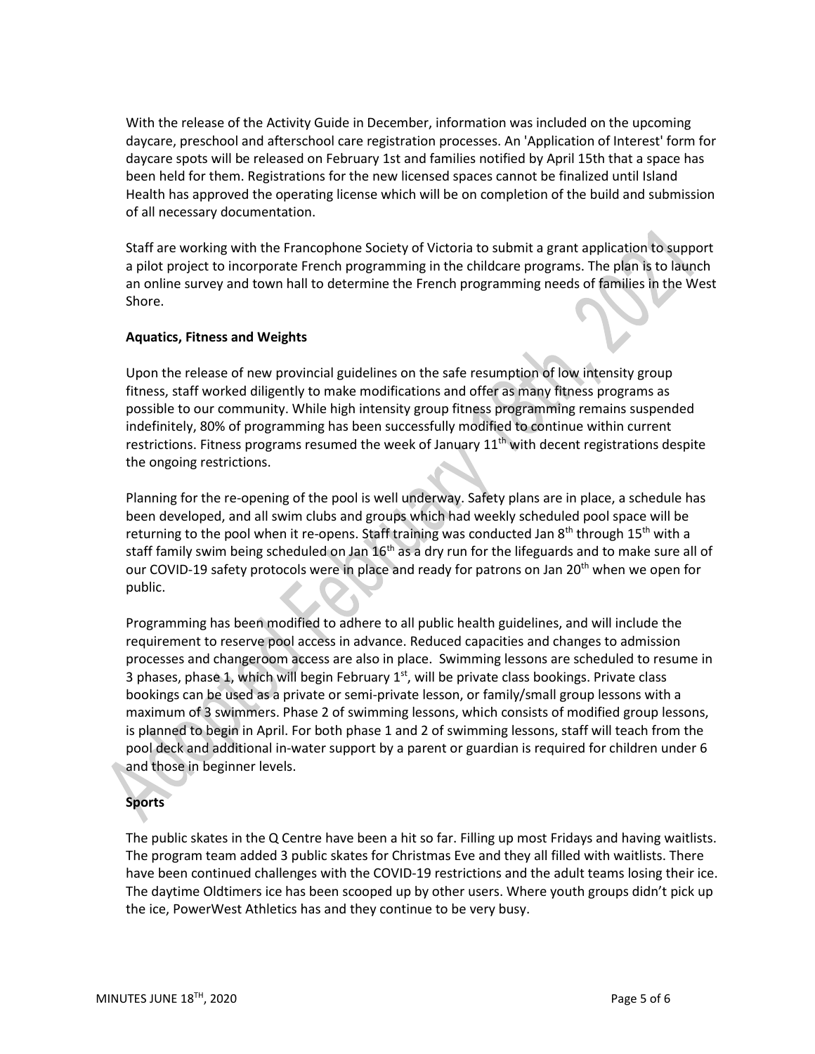With the release of the Activity Guide in December, information was included on the upcoming daycare, preschool and afterschool care registration processes. An 'Application of Interest' form for daycare spots will be released on February 1st and families notified by April 15th that a space has been held for them. Registrations for the new licensed spaces cannot be finalized until Island Health has approved the operating license which will be on completion of the build and submission of all necessary documentation.

Staff are working with the Francophone Society of Victoria to submit a grant application to support a pilot project to incorporate French programming in the childcare programs. The plan is to launch an online survey and town hall to determine the French programming needs of families in the West Shore.

**Aquatics, Fitness and Weights**

Upon the release of new provincial guidelines on the safe resumption of low intensity group fitness, staff worked diligently to make modifications and offer as many fitness programs as possible to our community. While high intensity group fitness programming remains suspended indefinitely, 80% of programming has been successfully modified to continue within current restrictions. Fitness programs resumed the week of January 11th with decent registrations despite the ongoing restrictions.

Planning for the re-opening of the pool is well underway. Safety plans are in place, a schedule has been developed, and all swim clubs and groups which had weekly scheduled pool space will be returning to the pool when it re-opens. Staff training was conducted Jan 8th through 15th with a staff family swim being scheduled on Jan 16th as a dry run for the lifeguards and to make sure all of our COVID-19 safety protocols were in place and ready for patrons on Jan 20th when we open for public.

Programming has been modified to adhere to all public health guidelines, and will include the requirement to reserve pool access in advance. Reduced capacities and changes to admission processes and changeroom access are also in place. Swimming lessons are scheduled to resume in 3 phases, phase 1, which will begin February 1st, will be private class bookings. Private class bookings can be used as a private or semi-private lesson, or family/small group lessons with a maximum of 3 swimmers. Phase 2 of swimming lessons, which consists of modified group lessons, is planned to begin in April. For both phase 1 and 2 of swimming lessons, staff will teach from the pool deck and additional in-water support by a parent or guardian is required for children under 6 and those in beginner levels.

**Sports**

The public skates in the Q Centre have been a hit so far. Filling up most Fridays and having waitlists. The program team added 3 public skates for Christmas Eve and they all filled with waitlists. There have been continued challenges with the COVID-19 restrictions and the adult teams losing their ice. The daytime Oldtimers ice has been scooped up by other users. Where youth groups didn't pick up the ice, PowerWest Athletics has and they continue to be very busy.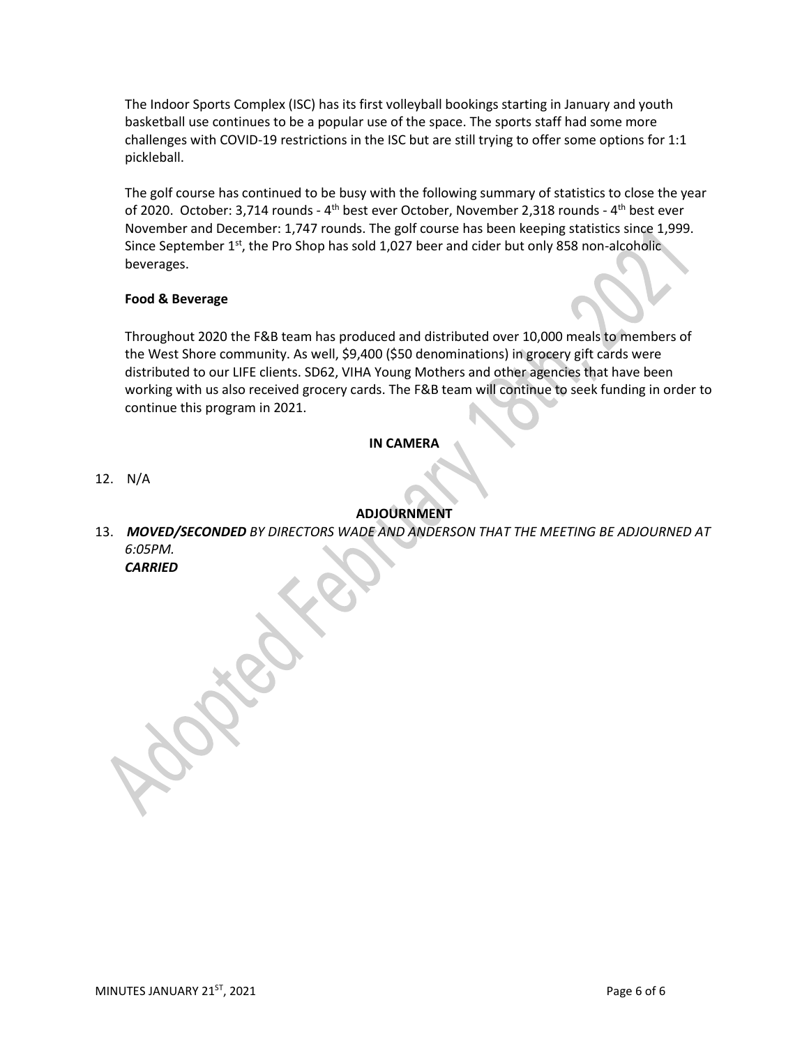The Indoor Sports Complex (ISC) has its first volleyball bookings starting in January and youth basketball use continues to be a popular use of the space. The sports staff had some more challenges with COVID-19 restrictions in the ISC but are still trying to offer some options for 1:1 pickleball.

The golf course has continued to be busy with the following summary of statistics to close the year of 2020. October: 3,714 rounds - 4th best ever October, November 2,318 rounds - 4th best ever November and December: 1,747 rounds. The golf course has been keeping statistics since 1,999. Since September 1st, the Pro Shop has sold 1,027 beer and cider but only 858 non-alcoholic beverages.

**Food & Beverage**

Throughout 2020 the F&B team has produced and distributed over 10,000 meals to members of the West Shore community. As well, $9,400 ($50 denominations) in grocery gift cards were distributed to our LIFE clients. SD62, VIHA Young Mothers and other agencies that have been working with us also received grocery cards. The F&B team will continue to seek funding in order to continue this program in 2021.

**IN CAMERA**

12. N/A

**ADJOURNMENT**

13. ***MOVED/SECONDED*** *BY DIRECTORS WADE AND ANDERSON THAT THE MEETING BE ADJOURNED AT 6:05PM.*
    ***CARRIED***

Adopted February 18th, 2021